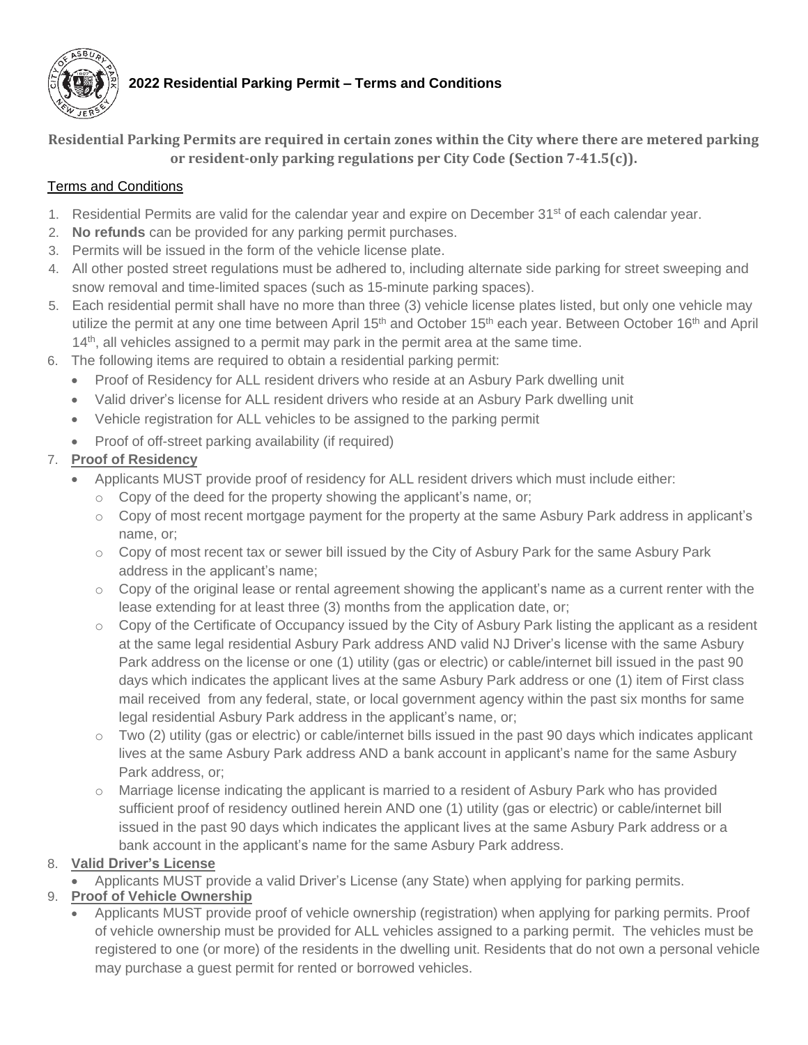# 2022 Residential Parking Permit – Terms and Conditions

**Residential Parking Permits are required in certain zones within the City where there are metered parking or resident-only parking regulations per City Code (Section 7-41.5(c)).**

## Terms and Conditions

1. Residential Permits are valid for the calendar year and expire on December 31st of each calendar year.
2. **No refunds** can be provided for any parking permit purchases.
3. Permits will be issued in the form of the vehicle license plate.
4. All other posted street regulations must be adhered to, including alternate side parking for street sweeping and snow removal and time-limited spaces (such as 15-minute parking spaces).
5. Each residential permit shall have no more than three (3) vehicle license plates listed, but only one vehicle may utilize the permit at any one time between April 15th and October 15th each year. Between October 16th and April 14th, all vehicles assigned to a permit may park in the permit area at the same time.
6. The following items are required to obtain a residential parking permit:
   - Proof of Residency for ALL resident drivers who reside at an Asbury Park dwelling unit
   - Valid driver's license for ALL resident drivers who reside at an Asbury Park dwelling unit
   - Vehicle registration for ALL vehicles to be assigned to the parking permit
   - Proof of off-street parking availability (if required)
7. **Proof of Residency**
   - Applicants MUST provide proof of residency for ALL resident drivers which must include either:
     - Copy of the deed for the property showing the applicant's name, or;
     - Copy of most recent mortgage payment for the property at the same Asbury Park address in applicant's name, or;
     - Copy of most recent tax or sewer bill issued by the City of Asbury Park for the same Asbury Park address in the applicant's name;
     - Copy of the original lease or rental agreement showing the applicant's name as a current renter with the lease extending for at least three (3) months from the application date, or;
     - Copy of the Certificate of Occupancy issued by the City of Asbury Park listing the applicant as a resident at the same legal residential Asbury Park address AND valid NJ Driver's license with the same Asbury Park address on the license or one (1) utility (gas or electric) or cable/internet bill issued in the past 90 days which indicates the applicant lives at the same Asbury Park address or one (1) item of First class mail received from any federal, state, or local government agency within the past six months for same legal residential Asbury Park address in the applicant's name, or;
     - Two (2) utility (gas or electric) or cable/internet bills issued in the past 90 days which indicates applicant lives at the same Asbury Park address AND a bank account in applicant's name for the same Asbury Park address, or;
     - Marriage license indicating the applicant is married to a resident of Asbury Park who has provided sufficient proof of residency outlined herein AND one (1) utility (gas or electric) or cable/internet bill issued in the past 90 days which indicates the applicant lives at the same Asbury Park address or a bank account in the applicant's name for the same Asbury Park address.
8. **Valid Driver's License**
   - Applicants MUST provide a valid Driver's License (any State) when applying for parking permits.
9. **Proof of Vehicle Ownership**
   - Applicants MUST provide proof of vehicle ownership (registration) when applying for parking permits. Proof of vehicle ownership must be provided for ALL vehicles assigned to a parking permit. The vehicles must be registered to one (or more) of the residents in the dwelling unit. Residents that do not own a personal vehicle may purchase a guest permit for rented or borrowed vehicles.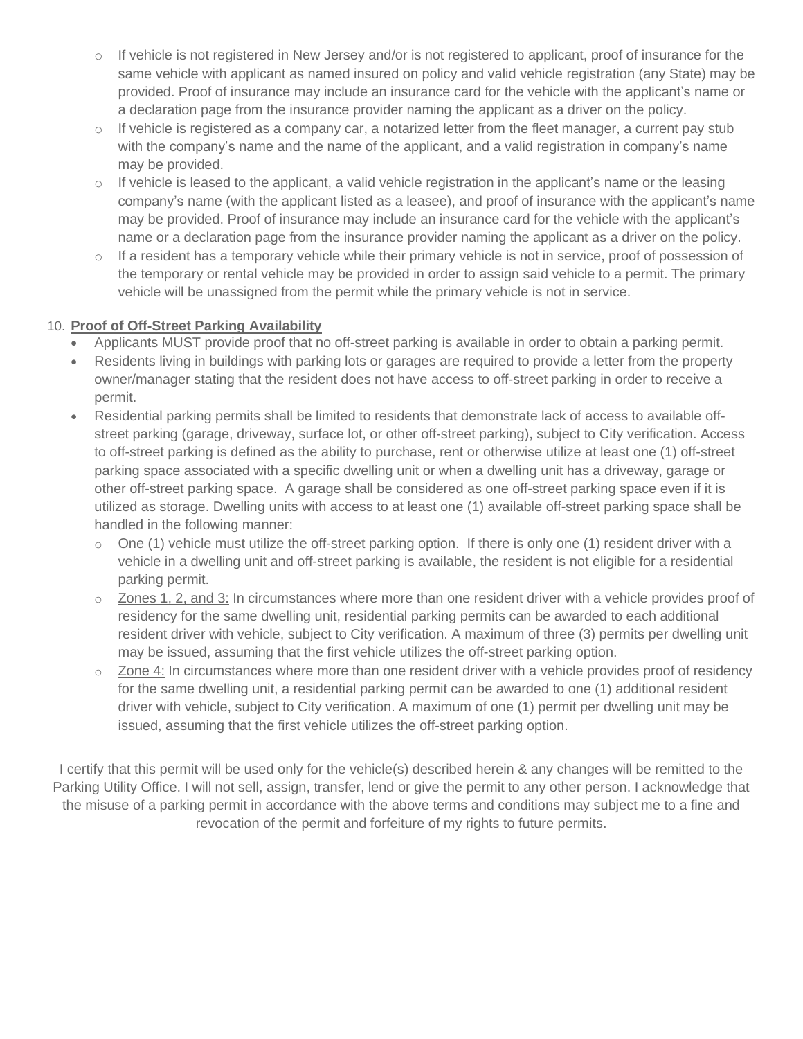- If vehicle is not registered in New Jersey and/or is not registered to applicant, proof of insurance for the same vehicle with applicant as named insured on policy and valid vehicle registration (any State) may be provided. Proof of insurance may include an insurance card for the vehicle with the applicant's name or a declaration page from the insurance provider naming the applicant as a driver on the policy.
- If vehicle is registered as a company car, a notarized letter from the fleet manager, a current pay stub with the company's name and the name of the applicant, and a valid registration in company's name may be provided.
- If vehicle is leased to the applicant, a valid vehicle registration in the applicant's name or the leasing company's name (with the applicant listed as a leasee), and proof of insurance with the applicant's name may be provided. Proof of insurance may include an insurance card for the vehicle with the applicant's name or a declaration page from the insurance provider naming the applicant as a driver on the policy.
- If a resident has a temporary vehicle while their primary vehicle is not in service, proof of possession of the temporary or rental vehicle may be provided in order to assign said vehicle to a permit. The primary vehicle will be unassigned from the permit while the primary vehicle is not in service.

10. **Proof of Off-Street Parking Availability**
    - Applicants MUST provide proof that no off-street parking is available in order to obtain a parking permit.
    - Residents living in buildings with parking lots or garages are required to provide a letter from the property owner/manager stating that the resident does not have access to off-street parking in order to receive a permit.
    - Residential parking permits shall be limited to residents that demonstrate lack of access to available off-street parking (garage, driveway, surface lot, or other off-street parking), subject to City verification. Access to off-street parking is defined as the ability to purchase, rent or otherwise utilize at least one (1) off-street parking space associated with a specific dwelling unit or when a dwelling unit has a driveway, garage or other off-street parking space. A garage shall be considered as one off-street parking space even if it is utilized as storage. Dwelling units with access to at least one (1) available off-street parking space shall be handled in the following manner:
        - One (1) vehicle must utilize the off-street parking option. If there is only one (1) resident driver with a vehicle in a dwelling unit and off-street parking is available, the resident is not eligible for a residential parking permit.
        - Zones 1, 2, and 3: In circumstances where more than one resident driver with a vehicle provides proof of residency for the same dwelling unit, residential parking permits can be awarded to each additional resident driver with vehicle, subject to City verification. A maximum of three (3) permits per dwelling unit may be issued, assuming that the first vehicle utilizes the off-street parking option.
        - Zone 4: In circumstances where more than one resident driver with a vehicle provides proof of residency for the same dwelling unit, a residential parking permit can be awarded to one (1) additional resident driver with vehicle, subject to City verification. A maximum of one (1) permit per dwelling unit may be issued, assuming that the first vehicle utilizes the off-street parking option.

I certify that this permit will be used only for the vehicle(s) described herein & any changes will be remitted to the Parking Utility Office. I will not sell, assign, transfer, lend or give the permit to any other person. I acknowledge that the misuse of a parking permit in accordance with the above terms and conditions may subject me to a fine and revocation of the permit and forfeiture of my rights to future permits.